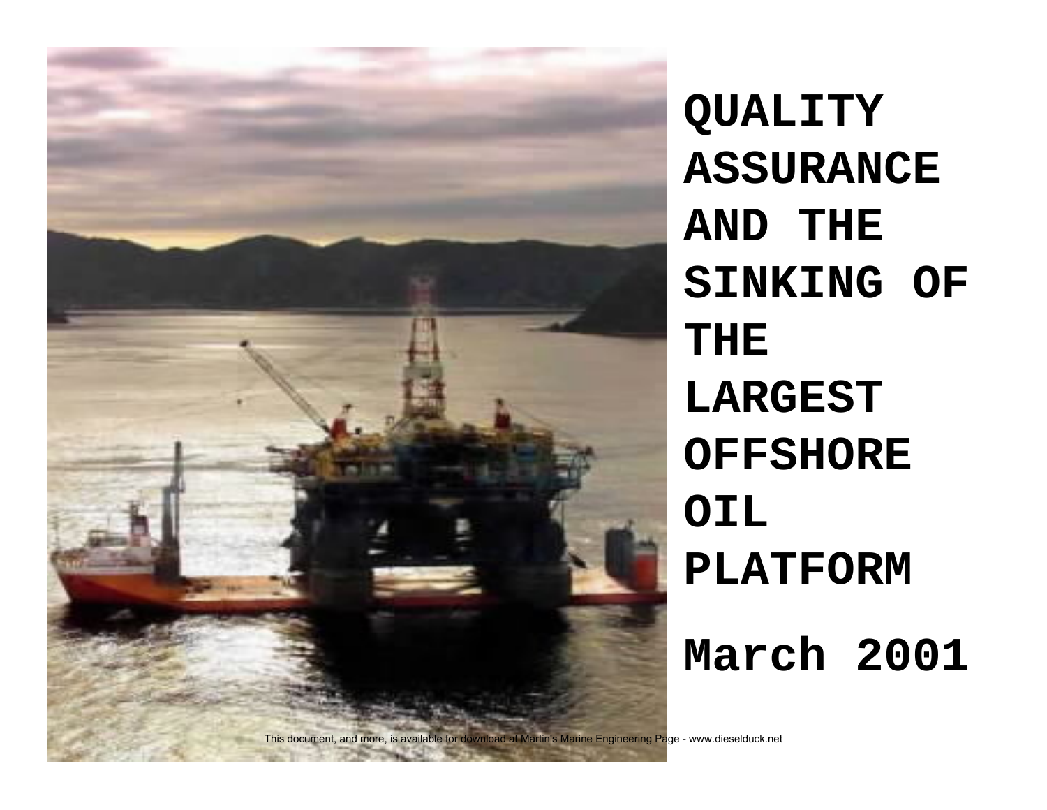# QUALITY ASSURANCE AND THE SINKING OF THE LARGEST OFFSHORE OIL PLATFORM

# March 2001

This document, and more, is available for download at Martin's Marine Engineering Page - www.dieselduck.net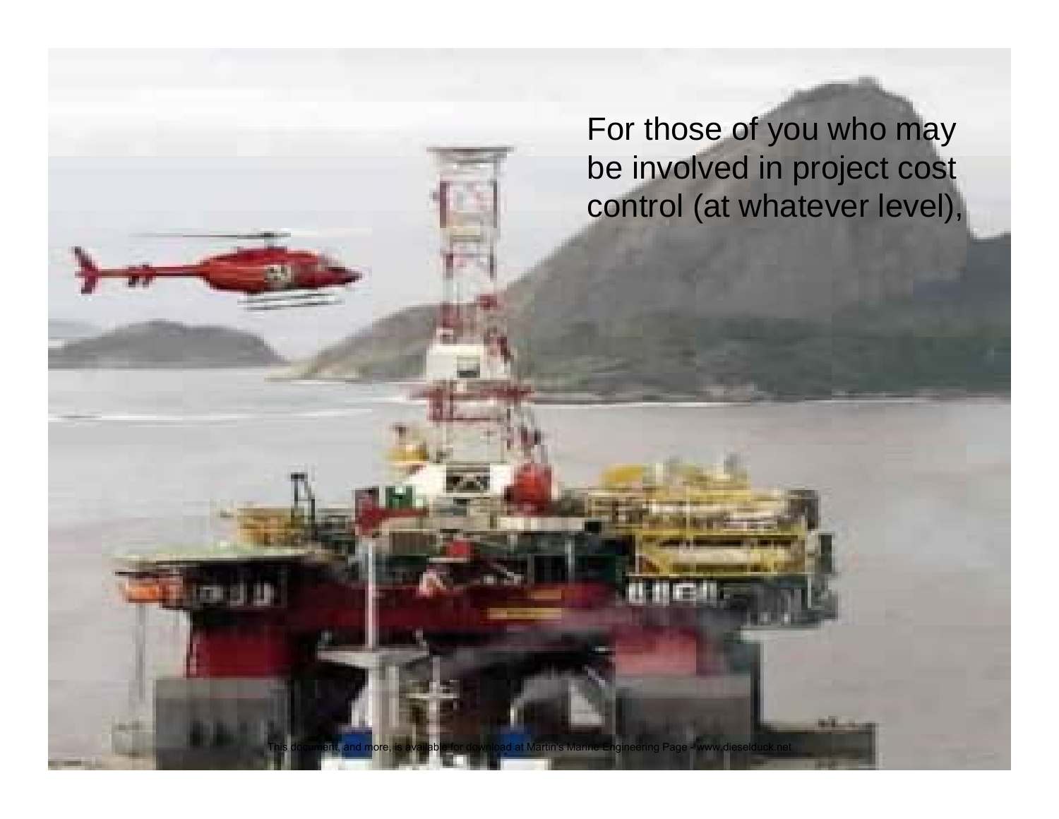For those of you who may be involved in project cost control (at whatever level),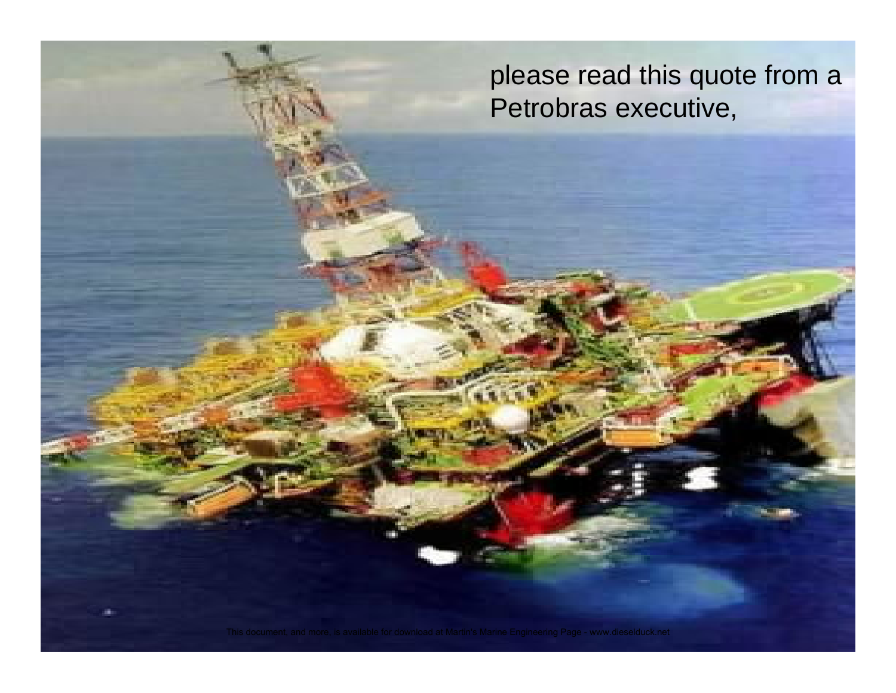please read this quote from a Petrobras executive,

This document, and more, is available for download at Martin's Marine Engineering Page - www.dieselduck.net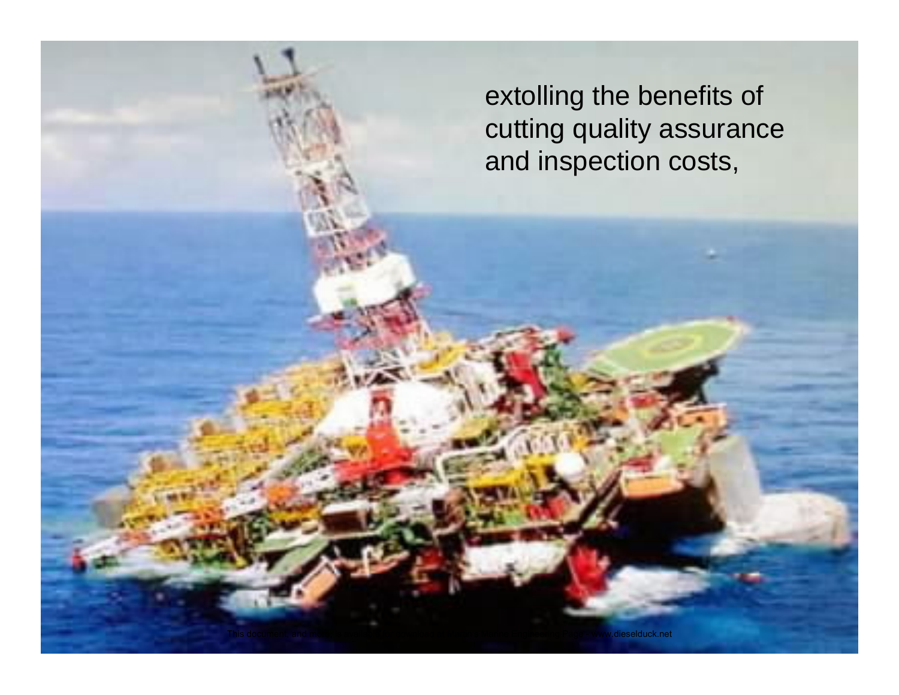extolling the benefits of cutting quality assurance and inspection costs,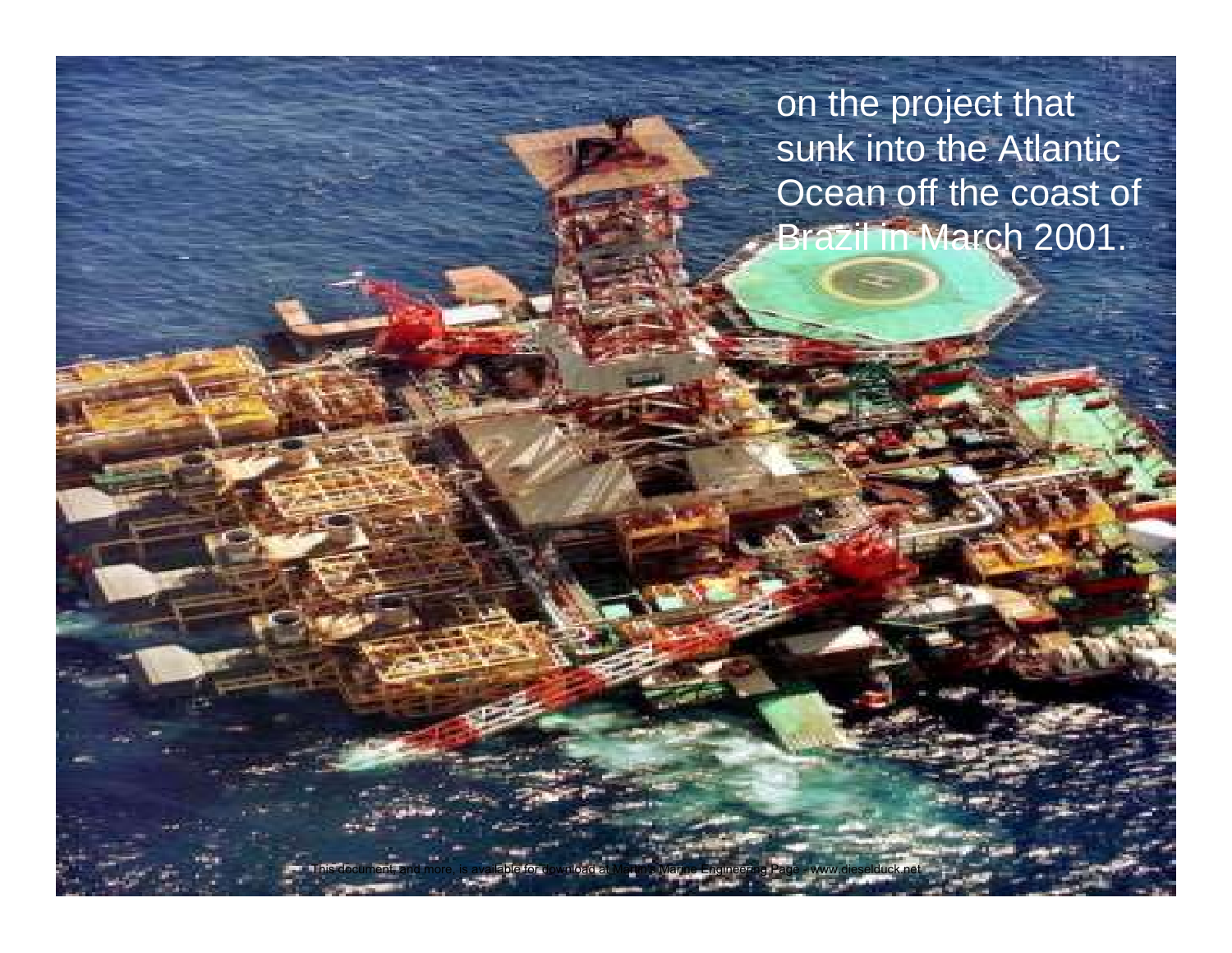on the project that sunk into the Atlantic Ocean off the coast of Brazil in March 2001.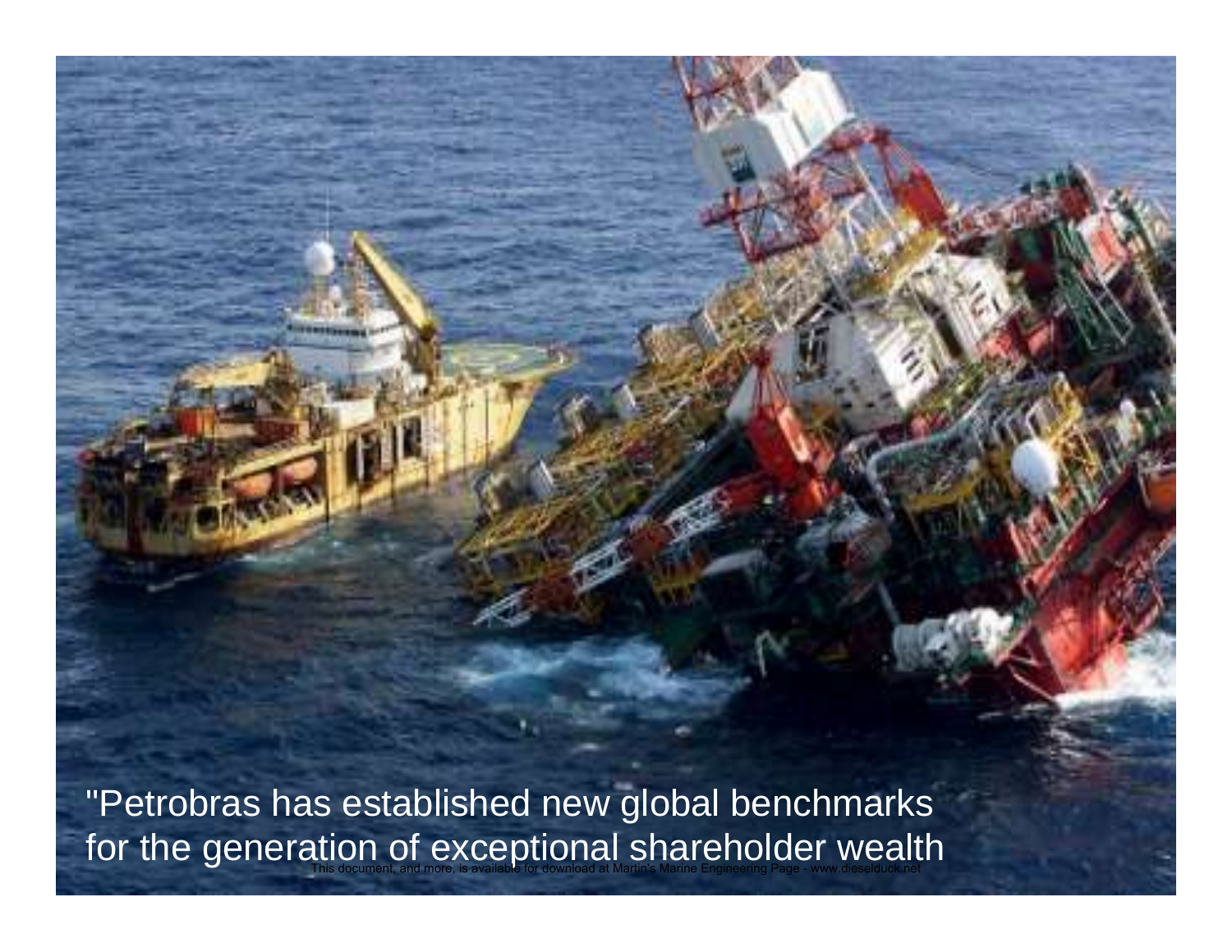"Petrobras has established new global benchmarks for the generation of exceptional shareholder wealth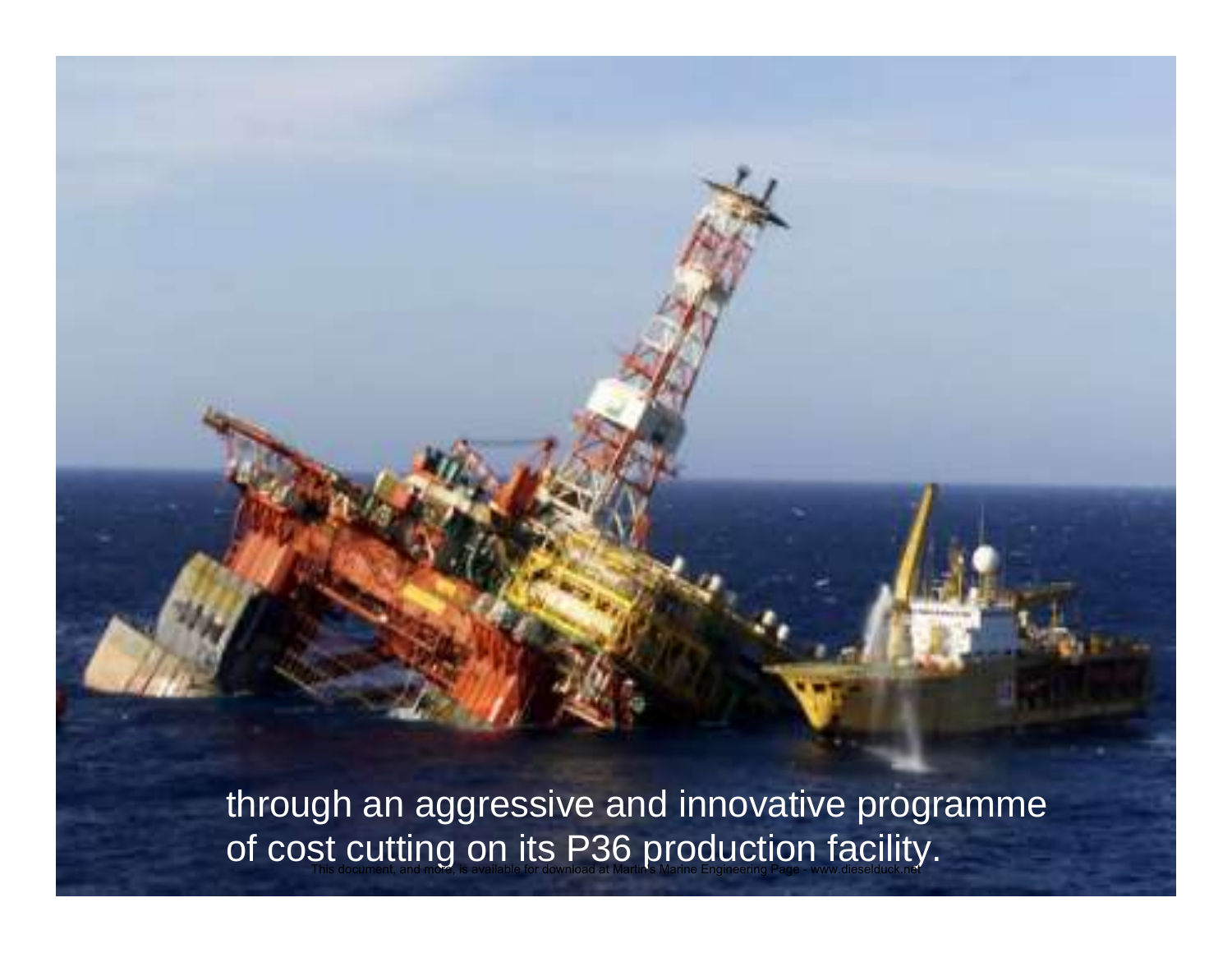through an aggressive and innovative programme of cost cutting on its P36 production facility.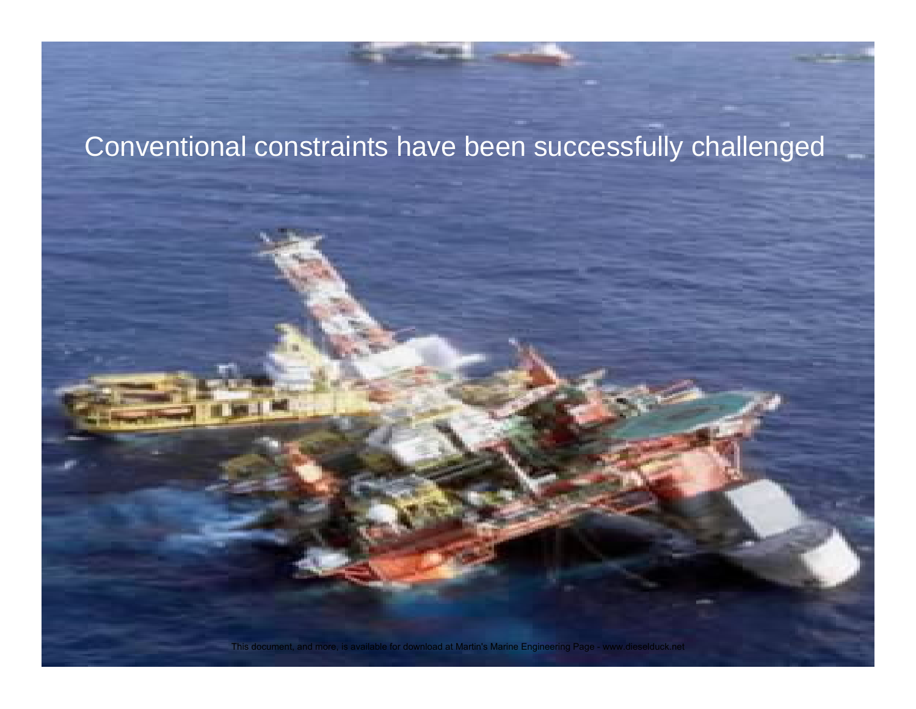Conventional constraints have been successfully challenged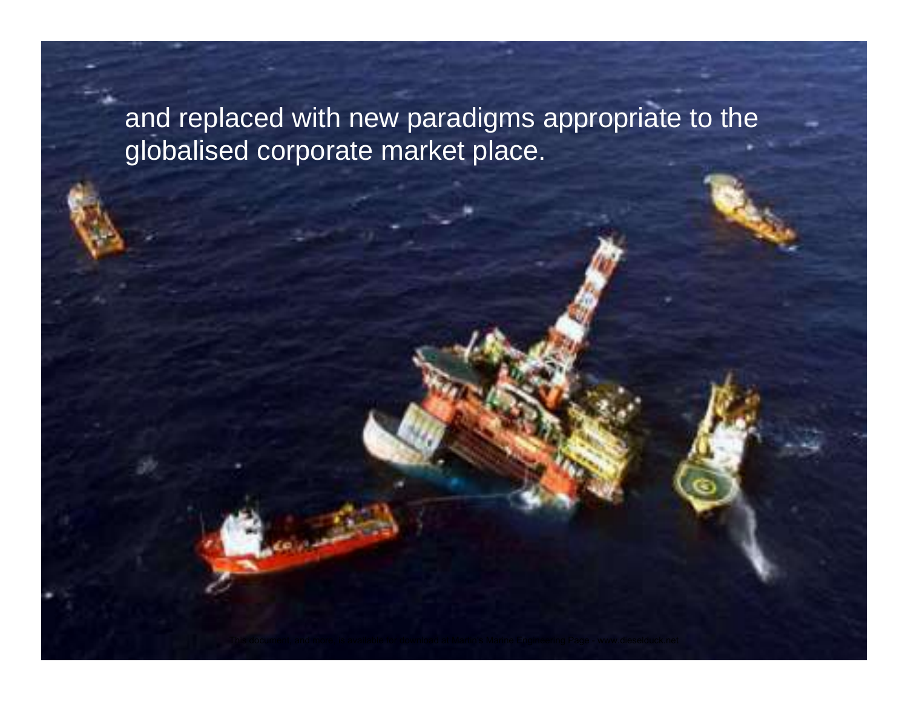and replaced with new paradigms appropriate to the globalised corporate market place.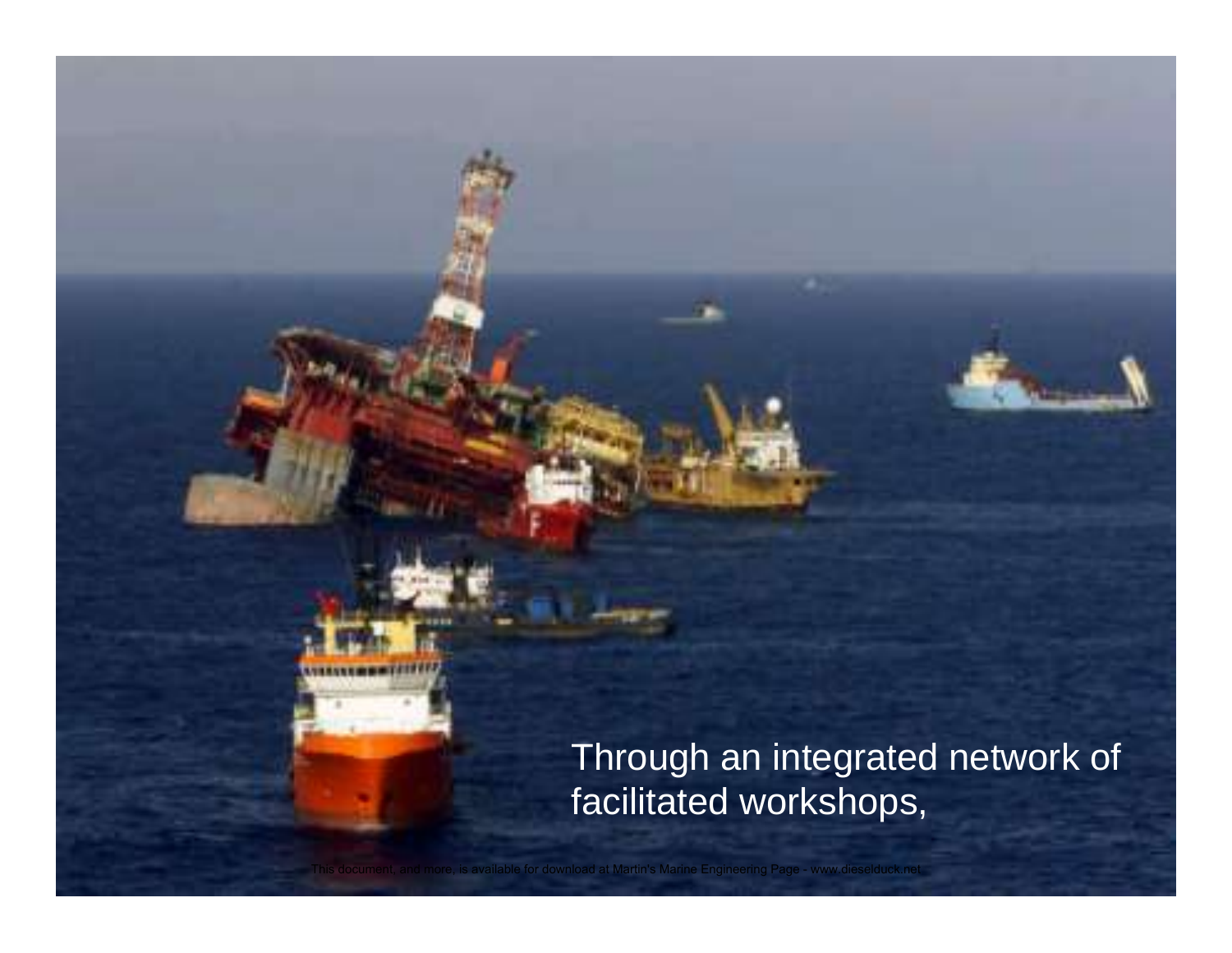Through an integrated network of facilitated workshops,

This document, and more, is available for download at Martin's Marine Engineering Page - www.dieselduck.net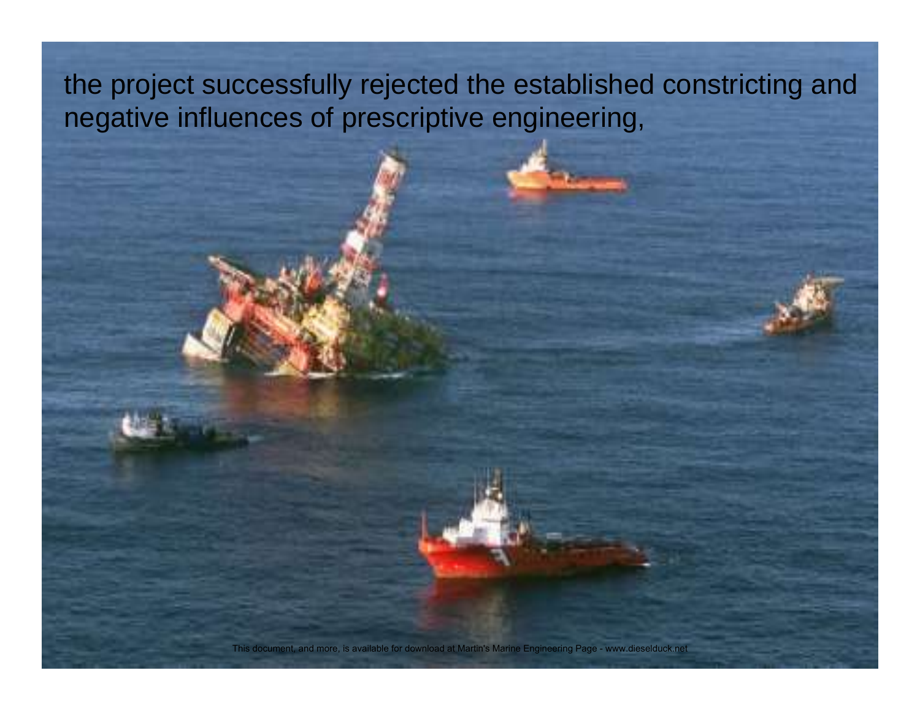the project successfully rejected the established constricting and negative influences of prescriptive engineering,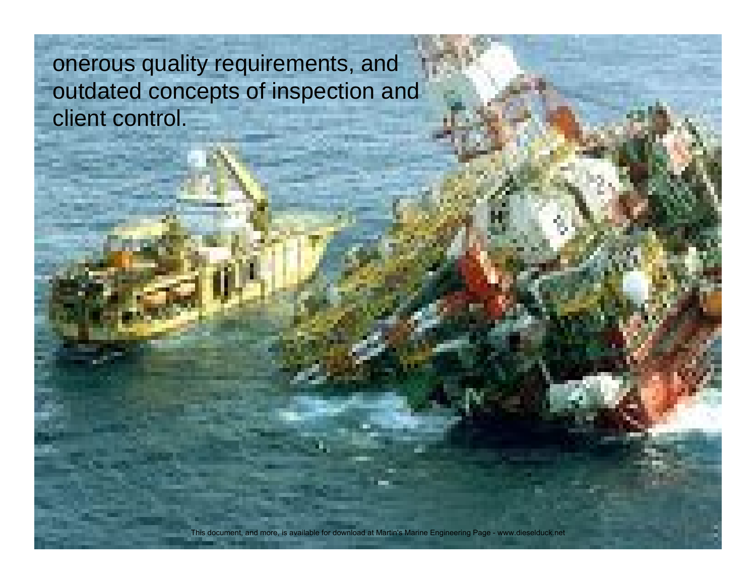onerous quality requirements, and outdated concepts of inspection and client control.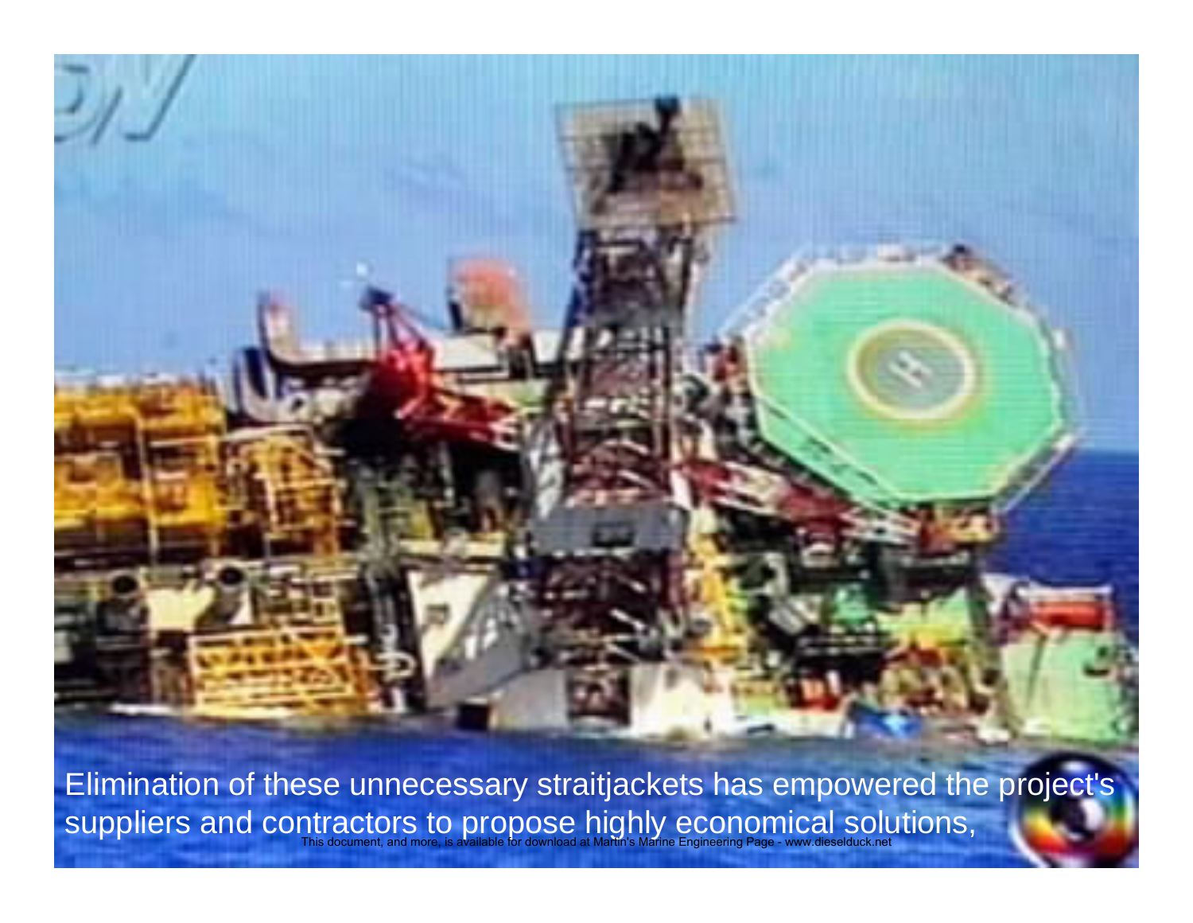Elimination of these unnecessary straitjackets has empowered the project's suppliers and contractors to propose highly economical solutions,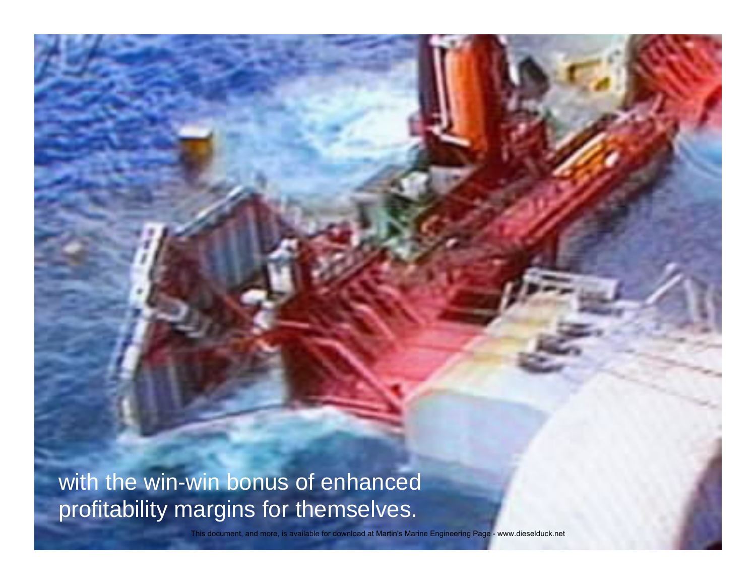with the win-win bonus of enhanced profitability margins for themselves.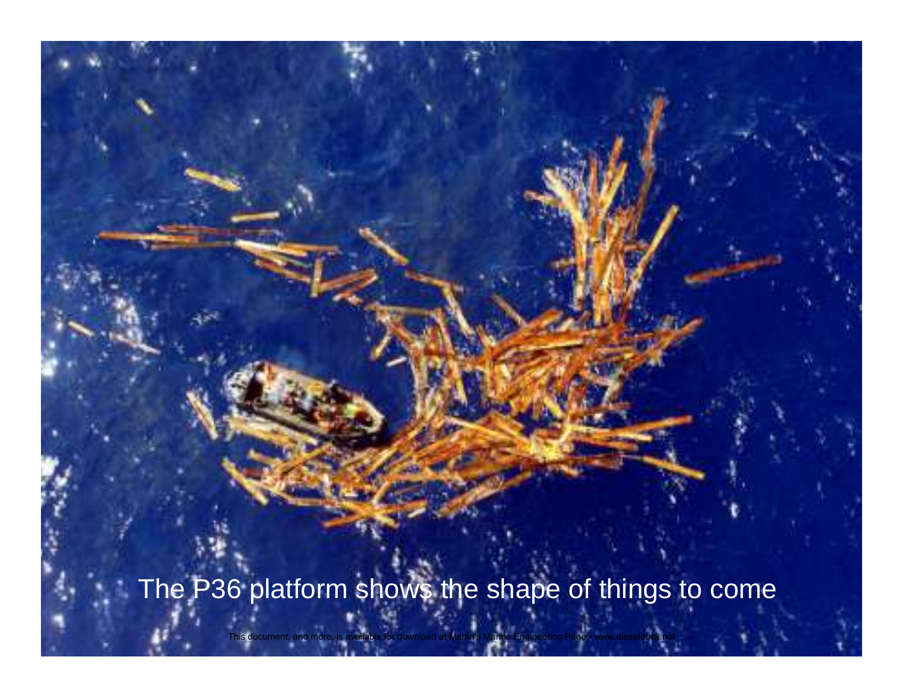The P36 platform shows the shape of things to come

This document, and more, is available for download at Martin's Marine Engineering Page - www.dieselduck.net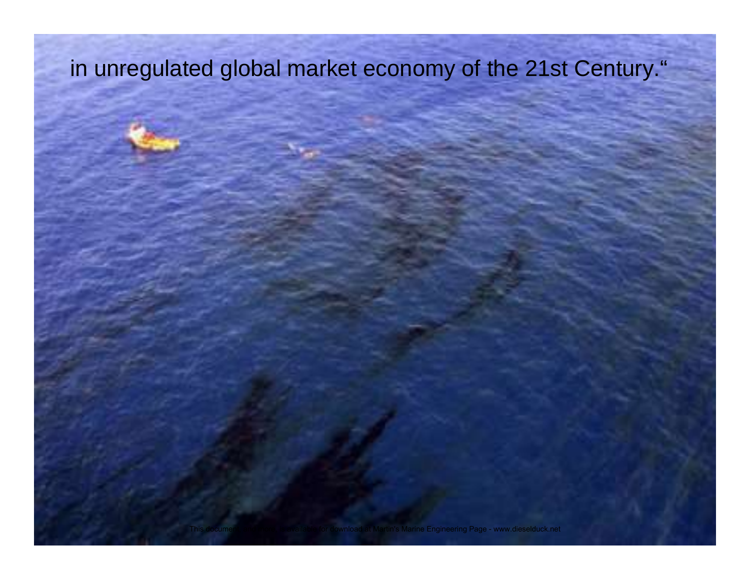in unregulated global market economy of the 21st Century."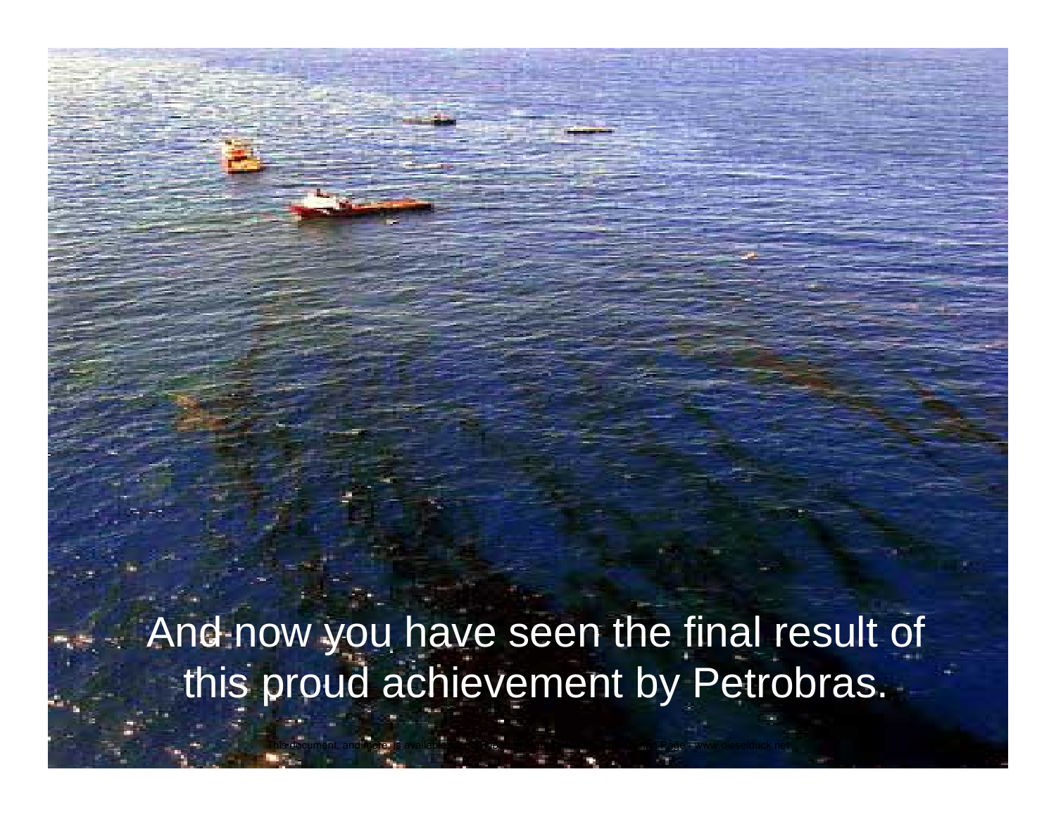And now you have seen the final result of this proud achievement by Petrobras.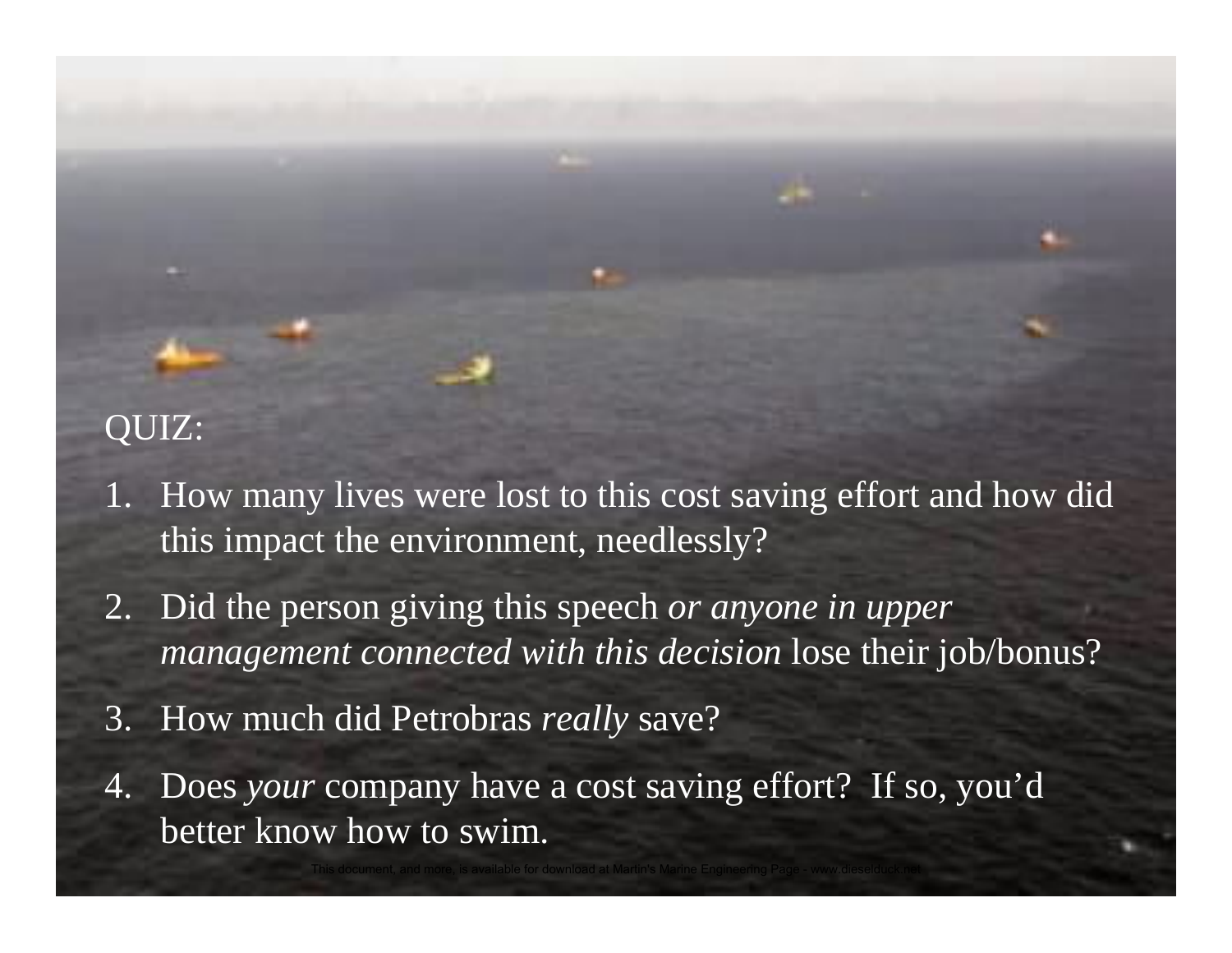QUIZ:

1. How many lives were lost to this cost saving effort and how did this impact the environment, needlessly?
2. Did the person giving this speech *or anyone in upper management connected with this decision* lose their job/bonus?
3. How much did Petrobras *really* save?
4. Does *your* company have a cost saving effort? If so, you'd better know how to swim.